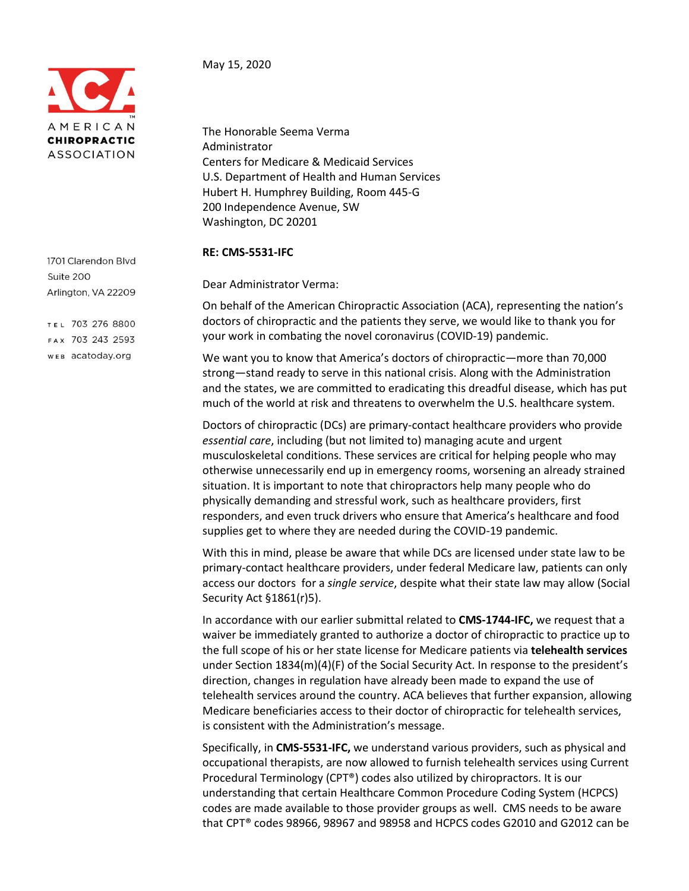AMERICAN CHIROPRACTIC ASSOCIATION

1701 Clarendon Blvd
Suite 200
Arlington, VA 22209

TEL 703 276 8800
FAX 703 243 2593
WEB acatoday.org

May 15, 2020

The Honorable Seema Verma
Administrator
Centers for Medicare & Medicaid Services
U.S. Department of Health and Human Services
Hubert H. Humphrey Building, Room 445-G
200 Independence Avenue, SW
Washington, DC 20201

**RE: CMS-5531-IFC**

Dear Administrator Verma:

On behalf of the American Chiropractic Association (ACA), representing the nation's doctors of chiropractic and the patients they serve, we would like to thank you for your work in combating the novel coronavirus (COVID-19) pandemic.

We want you to know that America's doctors of chiropractic—more than 70,000 strong—stand ready to serve in this national crisis. Along with the Administration and the states, we are committed to eradicating this dreadful disease, which has put much of the world at risk and threatens to overwhelm the U.S. healthcare system.

Doctors of chiropractic (DCs) are primary-contact healthcare providers who provide *essential care*, including (but not limited to) managing acute and urgent musculoskeletal conditions. These services are critical for helping people who may otherwise unnecessarily end up in emergency rooms, worsening an already strained situation. It is important to note that chiropractors help many people who do physically demanding and stressful work, such as healthcare providers, first responders, and even truck drivers who ensure that America's healthcare and food supplies get to where they are needed during the COVID-19 pandemic.

With this in mind, please be aware that while DCs are licensed under state law to be primary-contact healthcare providers, under federal Medicare law, patients can only access our doctors for a *single service*, despite what their state law may allow (Social Security Act §1861(r)5).

In accordance with our earlier submittal related to **CMS-1744-IFC,** we request that a waiver be immediately granted to authorize a doctor of chiropractic to practice up to the full scope of his or her state license for Medicare patients via **telehealth services** under Section 1834(m)(4)(F) of the Social Security Act. In response to the president's direction, changes in regulation have already been made to expand the use of telehealth services around the country. ACA believes that further expansion, allowing Medicare beneficiaries access to their doctor of chiropractic for telehealth services, is consistent with the Administration's message.

Specifically, in **CMS-5531-IFC,** we understand various providers, such as physical and occupational therapists, are now allowed to furnish telehealth services using Current Procedural Terminology (CPT®) codes also utilized by chiropractors. It is our understanding that certain Healthcare Common Procedure Coding System (HCPCS) codes are made available to those provider groups as well. CMS needs to be aware that CPT® codes 98966, 98967 and 98958 and HCPCS codes G2010 and G2012 can be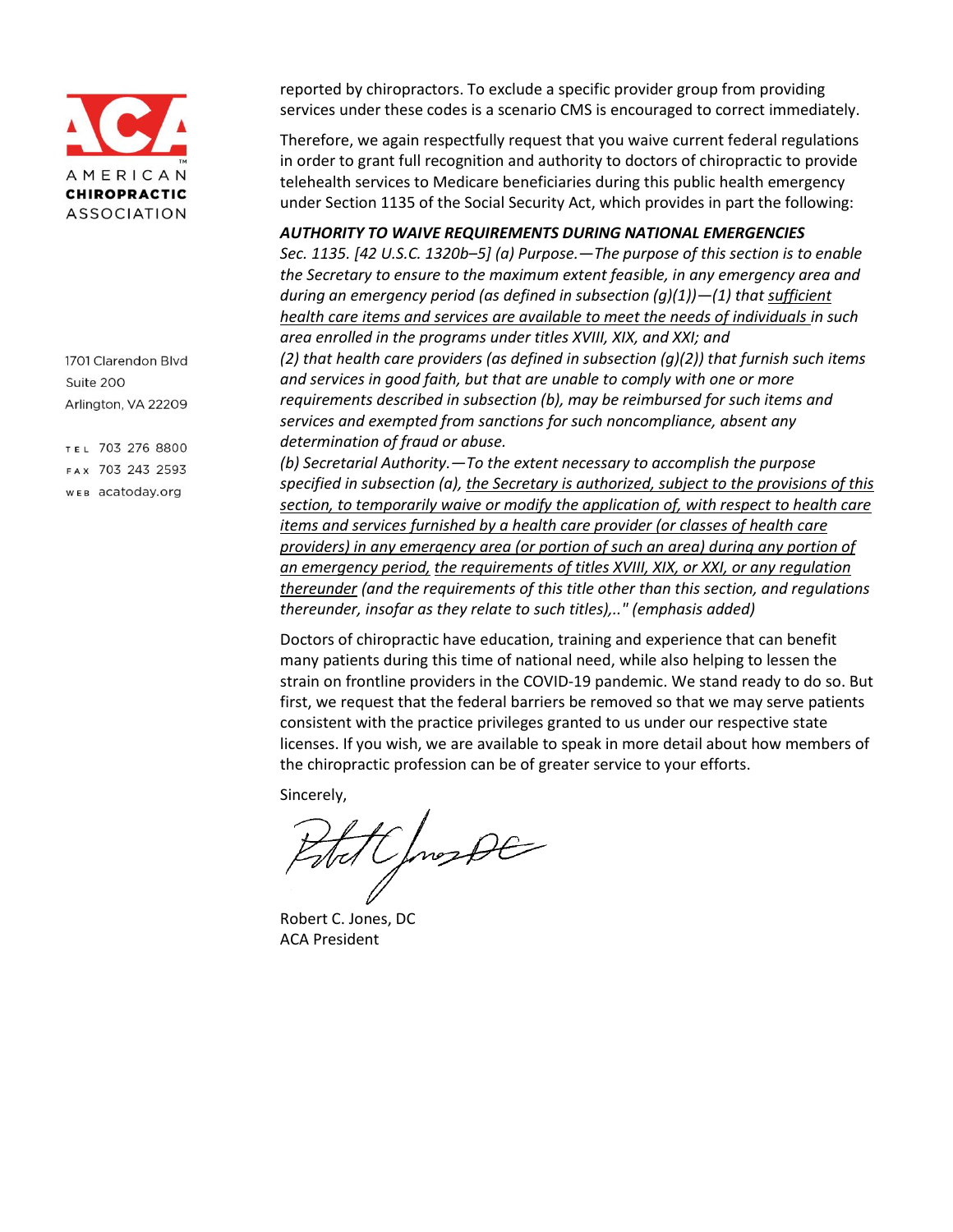AMERICAN CHIROPRACTIC ASSOCIATION

1701 Clarendon Blvd
Suite 200
Arlington, VA 22209

TEL 703 276 8800
FAX 703 243 2593
WEB acatoday.org

reported by chiropractors. To exclude a specific provider group from providing services under these codes is a scenario CMS is encouraged to correct immediately.

Therefore, we again respectfully request that you waive current federal regulations in order to grant full recognition and authority to doctors of chiropractic to provide telehealth services to Medicare beneficiaries during this public health emergency under Section 1135 of the Social Security Act, which provides in part the following:

***AUTHORITY TO WAIVE REQUIREMENTS DURING NATIONAL EMERGENCIES***

*Sec. 1135. [42 U.S.C. 1320b–5] (a) Purpose.—The purpose of this section is to enable the Secretary to ensure to the maximum extent feasible, in any emergency area and during an emergency period (as defined in subsection (g)(1))—(1) that <u>sufficient health care items and services are available to meet the needs of individuals</u> in such area enrolled in the programs under titles XVIII, XIX, and XXI; and*
*(2) that health care providers (as defined in subsection (g)(2)) that furnish such items and services in good faith, but that are unable to comply with one or more requirements described in subsection (b), may be reimbursed for such items and services and exempted from sanctions for such noncompliance, absent any determination of fraud or abuse.*
*(b) Secretarial Authority.—To the extent necessary to accomplish the purpose specified in subsection (a), <u>the Secretary is authorized, subject to the provisions of this section, to temporarily waive or modify the application of, with respect to health care items and services furnished by a health care provider (or classes of health care providers) in any emergency area (or portion of such an area) during any portion of an emergency period,</u> <u>the requirements of titles XVIII, XIX, or XXI, or any regulation thereunder</u> (and the requirements of this title other than this section, and regulations thereunder, insofar as they relate to such titles),.." (emphasis added)*

Doctors of chiropractic have education, training and experience that can benefit many patients during this time of national need, while also helping to lessen the strain on frontline providers in the COVID-19 pandemic. We stand ready to do so. But first, we request that the federal barriers be removed so that we may serve patients consistent with the practice privileges granted to us under our respective state licenses. If you wish, we are available to speak in more detail about how members of the chiropractic profession can be of greater service to your efforts.

Sincerely,

Robert C. Jones, DC
ACA President